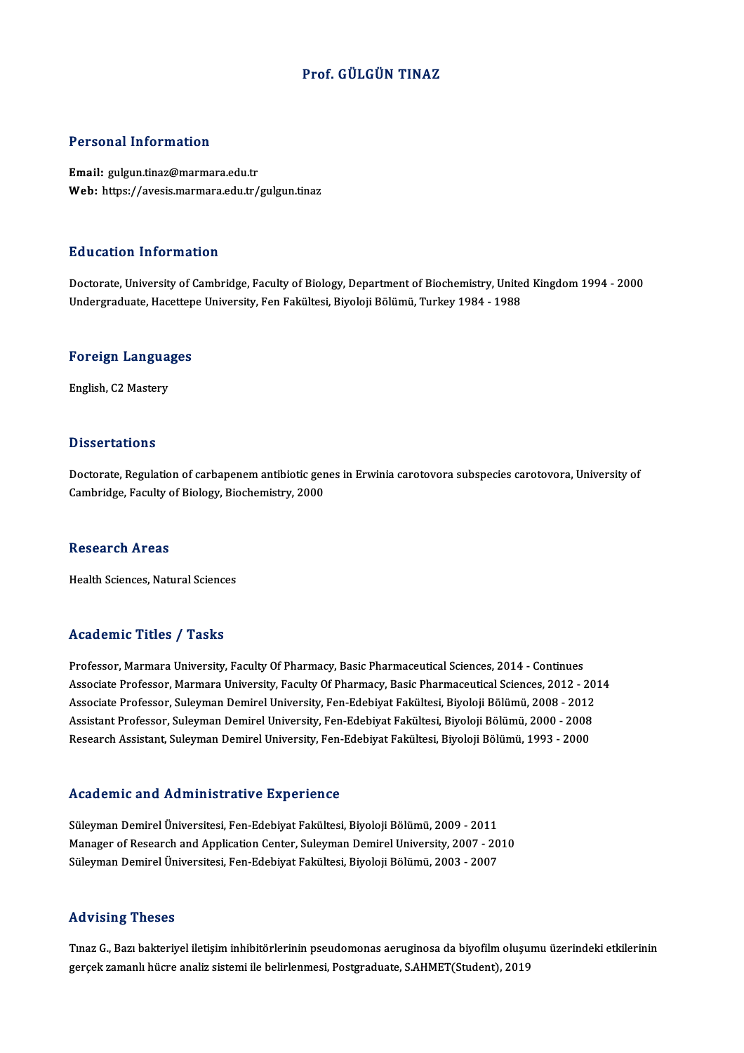# Prof. GÜLGÜN TINAZ

## Personal Information

**Email:** gulgun.tinaz@marmara.edu.tr
**Web:** https://avesis.marmara.edu.tr/gulgun.tinaz

## Education Information

Doctorate, University of Cambridge, Faculty of Biology, Department of Biochemistry, United Kingdom 1994 - 2000
Undergraduate, Hacettepe University, Fen Fakültesi, Biyoloji Bölümü, Turkey 1984 - 1988

## Foreign Languages

English, C2 Mastery

## Dissertations

Doctorate, Regulation of carbapenem antibiotic genes in Erwinia carotovora subspecies carotovora, University of Cambridge, Faculty of Biology, Biochemistry, 2000

## Research Areas

Health Sciences, Natural Sciences

## Academic Titles / Tasks

Professor, Marmara University, Faculty Of Pharmacy, Basic Pharmaceutical Sciences, 2014 - Continues
Associate Professor, Marmara University, Faculty Of Pharmacy, Basic Pharmaceutical Sciences, 2012 - 2014
Associate Professor, Suleyman Demirel University, Fen-Edebiyat Fakültesi, Biyoloji Bölümü, 2008 - 2012
Assistant Professor, Suleyman Demirel University, Fen-Edebiyat Fakültesi, Biyoloji Bölümü, 2000 - 2008
Research Assistant, Suleyman Demirel University, Fen-Edebiyat Fakültesi, Biyoloji Bölümü, 1993 - 2000

## Academic and Administrative Experience

Süleyman Demirel Üniversitesi, Fen-Edebiyat Fakültesi, Biyoloji Bölümü, 2009 - 2011
Manager of Research and Application Center, Suleyman Demirel University, 2007 - 2010
Süleyman Demirel Üniversitesi, Fen-Edebiyat Fakültesi, Biyoloji Bölümü, 2003 - 2007

## Advising Theses

Tınaz G., Bazı bakteriyel iletişim inhibitörlerinin pseudomonas aeruginosa da biyofilm oluşumu üzerindeki etkilerinin gerçek zamanlı hücre analiz sistemi ile belirlenmesi, Postgraduate, S.AHMET(Student), 2019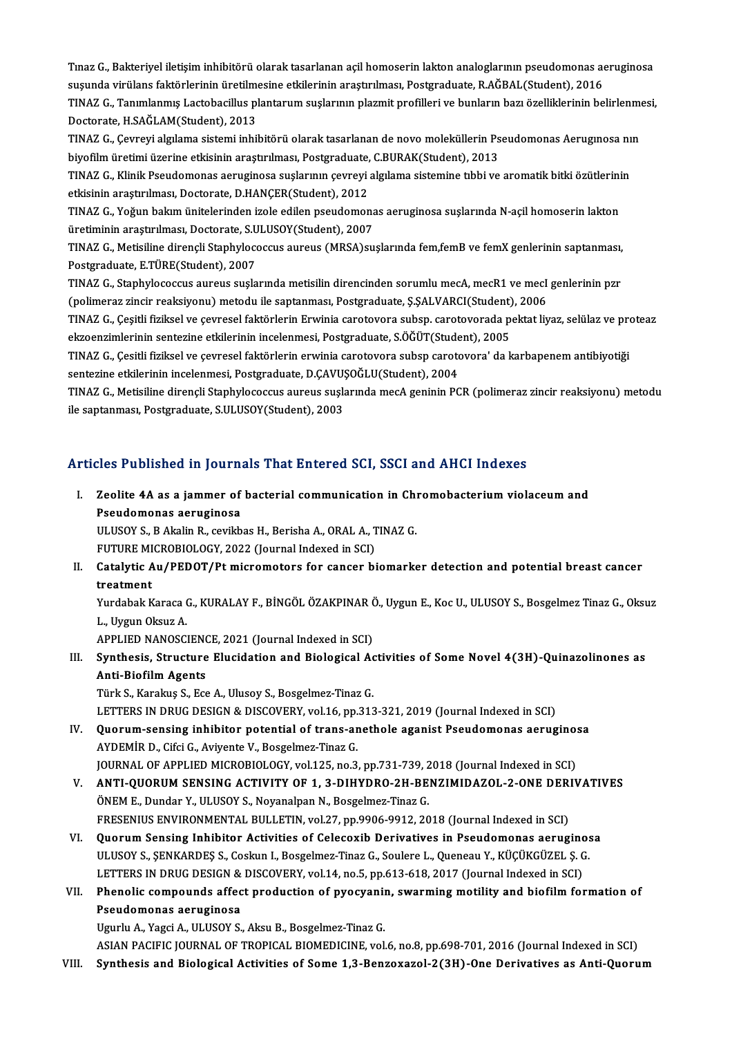Tınaz G., Bakteriyel iletişim inhibitörü olarak tasarlanan açil homoserin lakton analoglarının pseudomonas aeruginosa suşunda virülans faktörlerinin üretilmesine etkilerinin araştırılması, Postgraduate, R.AĞBAL(Student), 2016

TINAZ G., Tanımlanmış Lactobacillus plantarum suşlarının plazmit profilleri ve bunların bazı özelliklerinin belirlenmesi, Doctorate, H.SAĞLAM(Student), 2013

TINAZ G., Çevreyi algılama sistemi inhibitörü olarak tasarlanan de novo moleküllerin Pseudomonas Aeruginosa nın biyofilm üretimi üzerine etkisinin araştırılması, Postgraduate, C.BURAK(Student), 2013

TINAZ G., Klinik Pseudomonas aeruginosa suşlarının çevreyi algılama sistemine tıbbi ve aromatik bitki özütlerinin etkisinin araştırılması, Doctorate, D.HANÇER(Student), 2012

TINAZ G., Yoğun bakım ünitelerinden izole edilen pseudomonas aeruginosa suşlarında N-açil homoserin lakton üretiminin araştırılması, Doctorate, S.ULUSOY(Student), 2007

TINAZ G., Metisiline dirençli Staphylococcus aureus (MRSA)suşlarında fem,femB ve femX genlerinin saptanması, Postgraduate, E.TÜRE(Student), 2007

TINAZ G., Staphylococcus aureus suşlarında metisilin direncinden sorumlu mecA, mecR1 ve mecI genlerinin pzr (polimeraz zincir reaksiyonu) metodu ile saptanması, Postgraduate, Ş.ŞALVARCI(Student), 2006

TINAZ G., Çeşitli fiziksel ve çevresel faktörlerin Erwinia carotovora subsp. carotovorada pektat liyaz, selülaz ve proteaz ekzoenzimlerinin sentezine etkilerinin incelenmesi, Postgraduate, S.ÖĞÜT(Student), 2005

TINAZ G., Çesitli fiziksel ve çevresel faktörlerin erwinia carotovora subsp carotovora' da karbapenem antibiyotiği sentezine etkilerinin incelenmesi, Postgraduate, D.ÇAVUŞOĞLU(Student), 2004

TINAZ G., Metisiline dirençli Staphylococcus aureus suşlarında mecA geninin PCR (polimeraz zincir reaksiyonu) metodu ile saptanması, Postgraduate, S.ULUSOY(Student), 2003

## Articles Published in Journals That Entered SCI, SSCI and AHCI Indexes

I. **Zeolite 4A as a jammer of bacterial communication in Chromobacterium violaceum and Pseudomonas aeruginosa**
ULUSOY S., B Akalin R., cevikbas H., Berisha A., ORAL A., TINAZ G.
FUTURE MICROBIOLOGY, 2022 (Journal Indexed in SCI)

II. **Catalytic Au/PEDOT/Pt micromotors for cancer biomarker detection and potential breast cancer treatment**
Yurdabak Karaca G., KURALAY F., BİNGÖL ÖZAKPINAR Ö., Uygun E., Koc U., ULUSOY S., Bosgelmez Tinaz G., Oksuz L., Uygun Oksuz A.
APPLIED NANOSCIENCE, 2021 (Journal Indexed in SCI)

III. **Synthesis, Structure Elucidation and Biological Activities of Some Novel 4(3H)-Quinazolinones as Anti-Biofilm Agents**
Türk S., Karakuş S., Ece A., Ulusoy S., Bosgelmez-Tinaz G.
LETTERS IN DRUG DESIGN & DISCOVERY, vol.16, pp.313-321, 2019 (Journal Indexed in SCI)

IV. **Quorum-sensing inhibitor potential of trans-anethole aganist Pseudomonas aeruginosa**
AYDEMİR D., Cifci G., Aviyente V., Bosgelmez-Tinaz G.
JOURNAL OF APPLIED MICROBIOLOGY, vol.125, no.3, pp.731-739, 2018 (Journal Indexed in SCI)

V. **ANTI-QUORUM SENSING ACTIVITY OF 1, 3-DIHYDRO-2H-BENZIMIDAZOL-2-ONE DERIVATIVES**
ÖNEM E., Dundar Y., ULUSOY S., Noyanalpan N., Bosgelmez-Tinaz G.
FRESENIUS ENVIRONMENTAL BULLETIN, vol.27, pp.9906-9912, 2018 (Journal Indexed in SCI)

VI. **Quorum Sensing Inhibitor Activities of Celecoxib Derivatives in Pseudomonas aeruginosa**
ULUSOY S., ŞENKARDEŞ S., Coskun I., Bosgelmez-Tinaz G., Soulere L., Queneau Y., KÜÇÜKGÜZEL Ş. G.
LETTERS IN DRUG DESIGN & DISCOVERY, vol.14, no.5, pp.613-618, 2017 (Journal Indexed in SCI)

VII. **Phenolic compounds affect production of pyocyanin, swarming motility and biofilm formation of Pseudomonas aeruginosa**
Ugurlu A., Yagci A., ULUSOY S., Aksu B., Bosgelmez-Tinaz G.
ASIAN PACIFIC JOURNAL OF TROPICAL BIOMEDICINE, vol.6, no.8, pp.698-701, 2016 (Journal Indexed in SCI)

VIII. **Synthesis and Biological Activities of Some 1,3-Benzoxazol-2(3H)-One Derivatives as Anti-Quorum**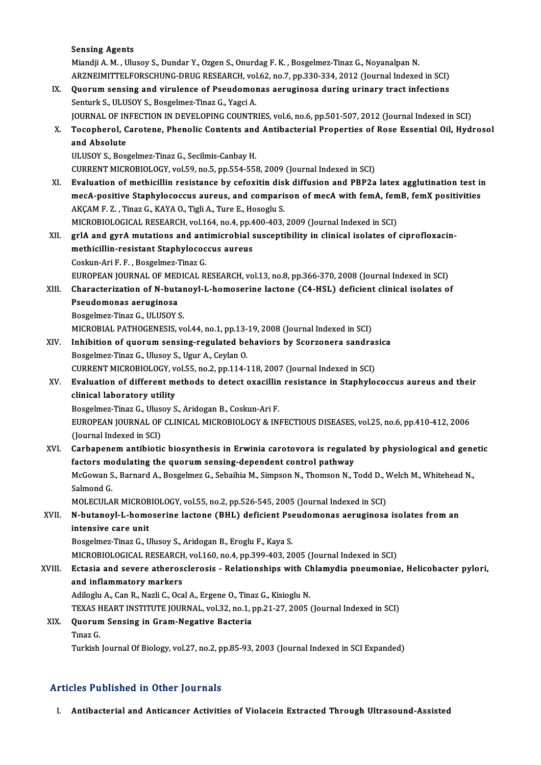**Sensing Agents**
Miandji A. M. , Ulusoy S., Dundar Y., Ozgen S., Onurdag F. K. , Bosgelmez-Tinaz G., Noyanalpan N.
ARZNEIMITTELFORSCHUNG-DRUG RESEARCH, vol.62, no.7, pp.330-334, 2012 (Journal Indexed in SCI)

IX. **Quorum sensing and virulence of Pseudomonas aeruginosa during urinary tract infections**
Senturk S., ULUSOY S., Bosgelmez-Tinaz G., Yagci A.
JOURNAL OF INFECTION IN DEVELOPING COUNTRIES, vol.6, no.6, pp.501-507, 2012 (Journal Indexed in SCI)

X. **Tocopherol, Carotene, Phenolic Contents and Antibacterial Properties of Rose Essential Oil, Hydrosol and Absolute**
ULUSOY S., Bosgelmez-Tinaz G., Secilmis-Canbay H.
CURRENT MICROBIOLOGY, vol.59, no.5, pp.554-558, 2009 (Journal Indexed in SCI)

XI. **Evaluation of methicillin resistance by cefoxitin disk diffusion and PBP2a latex agglutination test in mecA-positive Staphylococcus aureus, and comparison of mecA with femA, femB, femX positivities**
AKÇAM F. Z. , Tinaz G., KAYA O., Tigli A., Ture E., Hosoglu S.
MICROBIOLOGICAL RESEARCH, vol.164, no.4, pp.400-403, 2009 (Journal Indexed in SCI)

XII. **grlA and gyrA mutations and antimicrobial susceptibility in clinical isolates of ciprofloxacin-methicillin-resistant Staphylococcus aureus**
Coskun-Ari F. F. , Bosgelmez-Tinaz G.
EUROPEAN JOURNAL OF MEDICAL RESEARCH, vol.13, no.8, pp.366-370, 2008 (Journal Indexed in SCI)

XIII. **Characterization of N-butanoyl-L-homoserine lactone (C4-HSL) deficient clinical isolates of Pseudomonas aeruginosa**
Bosgelmez-Tinaz G., ULUSOY S.
MICROBIAL PATHOGENESIS, vol.44, no.1, pp.13-19, 2008 (Journal Indexed in SCI)

XIV. **Inhibition of quorum sensing-regulated behaviors by Scorzonera sandrasica**
Bosgelmez-Tinaz G., Ulusoy S., Ugur A., Ceylan O.
CURRENT MICROBIOLOGY, vol.55, no.2, pp.114-118, 2007 (Journal Indexed in SCI)

XV. **Evaluation of different methods to detect oxacillin resistance in Staphylococcus aureus and their clinical laboratory utility**
Bosgelmez-Tinaz G., Ulusoy S., Aridogan B., Coskun-Ari F.
EUROPEAN JOURNAL OF CLINICAL MICROBIOLOGY & INFECTIOUS DISEASES, vol.25, no.6, pp.410-412, 2006 (Journal Indexed in SCI)

XVI. **Carbapenem antibiotic biosynthesis in Erwinia carotovora is regulated by physiological and genetic factors modulating the quorum sensing-dependent control pathway**
McGowan S., Barnard A., Bosgelmez G., Sebaihia M., Simpson N., Thomson N., Todd D., Welch M., Whitehead N., Salmond G.
MOLECULAR MICROBIOLOGY, vol.55, no.2, pp.526-545, 2005 (Journal Indexed in SCI)

XVII. **N-butanoyl-L-homoserine lactone (BHL) deficient Pseudomonas aeruginosa isolates from an intensive care unit**
Bosgelmez-Tinaz G., Ulusoy S., Aridogan B., Eroglu F., Kaya S.
MICROBIOLOGICAL RESEARCH, vol.160, no.4, pp.399-403, 2005 (Journal Indexed in SCI)

XVIII. **Ectasia and severe atherosclerosis - Relationships with Chlamydia pneumoniae, Helicobacter pylori, and inflammatory markers**
Adiloglu A., Can R., Nazli C., Ocal A., Ergene O., Tinaz G., Kisioglu N.
TEXAS HEART INSTITUTE JOURNAL, vol.32, no.1, pp.21-27, 2005 (Journal Indexed in SCI)

XIX. **Quorum Sensing in Gram-Negative Bacteria**
Tınaz G.
Turkish Journal Of Biology, vol.27, no.2, pp.85-93, 2003 (Journal Indexed in SCI Expanded)

## Articles Published in Other Journals

I. **Antibacterial and Anticancer Activities of Violacein Extracted Through Ultrasound-Assisted**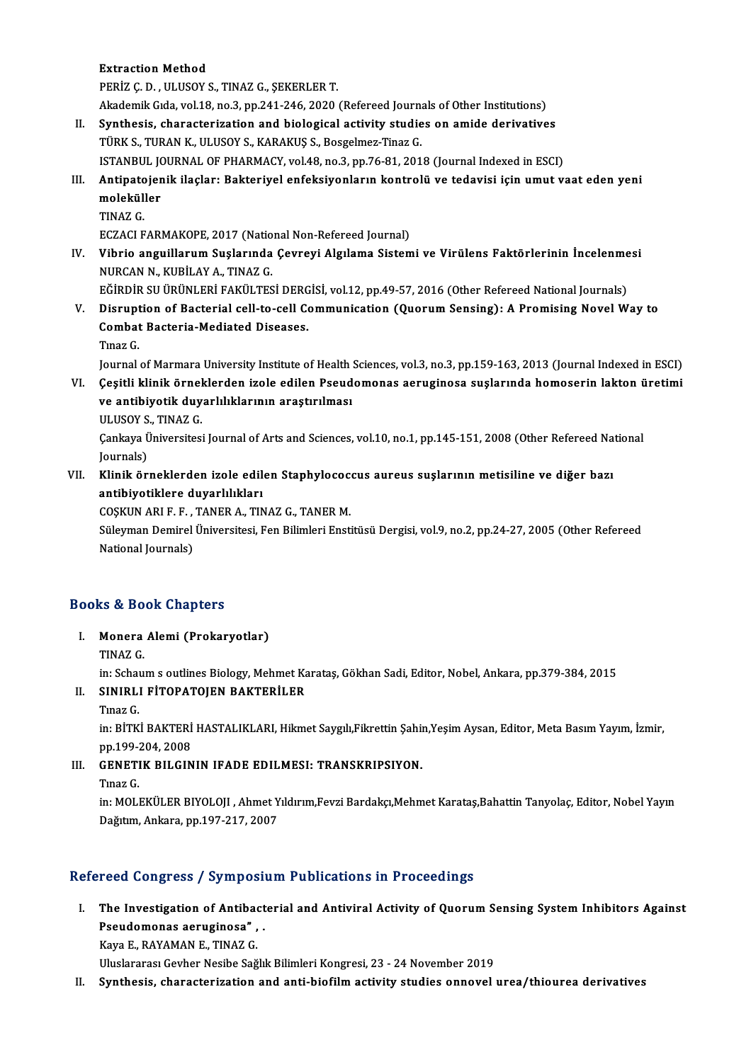**Extraction Method**
PERİZ Ç. D. , ULUSOY S., TINAZ G., ŞEKERLER T.
Akademik Gıda, vol.18, no.3, pp.241-246, 2020 (Refereed Journals of Other Institutions)

II. **Synthesis, characterization and biological activity studies on amide derivatives**
TÜRK S., TURAN K., ULUSOY S., KARAKUŞ S., Bosgelmez-Tinaz G.
ISTANBUL JOURNAL OF PHARMACY, vol.48, no.3, pp.76-81, 2018 (Journal Indexed in ESCI)

III. **Antipatojenik ilaçlar: Bakteriyel enfeksiyonların kontrolü ve tedavisi için umut vaat eden yeni moleküller**
TINAZ G.
ECZACI FARMAKOPE, 2017 (National Non-Refereed Journal)

IV. **Vibrio anguillarum Suşlarında Çevreyi Algılama Sistemi ve Virülens Faktörlerinin İncelenmesi**
NURCAN N., KUBİLAY A., TINAZ G.
EĞİRDİR SU ÜRÜNLERİ FAKÜLTESİ DERGİSİ, vol.12, pp.49-57, 2016 (Other Refereed National Journals)

V. **Disruption of Bacterial cell-to-cell Communication (Quorum Sensing): A Promising Novel Way to Combat Bacteria-Mediated Diseases.**
Tınaz G.
Journal of Marmara University Institute of Health Sciences, vol.3, no.3, pp.159-163, 2013 (Journal Indexed in ESCI)

VI. **Çeşitli klinik örneklerden izole edilen Pseudomonas aeruginosa suşlarında homoserin lakton üretimi ve antibiyotik duyarlılıklarının araştırılması**
ULUSOY S., TINAZ G.
Çankaya Üniversitesi Journal of Arts and Sciences, vol.10, no.1, pp.145-151, 2008 (Other Refereed National Journals)

VII. **Klinik örneklerden izole edilen Staphylococcus aureus suşlarının metisiline ve diğer bazı antibiyotiklere duyarlılıkları**
COŞKUN ARI F. F. , TANER A., TINAZ G., TANER M.
Süleyman Demirel Üniversitesi, Fen Bilimleri Enstitüsü Dergisi, vol.9, no.2, pp.24-27, 2005 (Other Refereed National Journals)

## Books & Book Chapters

I. **Monera Alemi (Prokaryotlar)**
TINAZ G.
in: Schaum s outlines Biology, Mehmet Karataş, Gökhan Sadi, Editor, Nobel, Ankara, pp.379-384, 2015

II. **SINIRLI FİTOPATOJEN BAKTERİLER**
Tınaz G.
in: BİTKİ BAKTERİ HASTALIKLARI, Hikmet Saygılı,Fikrettin Şahin,Yeşim Aysan, Editor, Meta Basım Yayım, İzmir, pp.199-204, 2008

III. **GENETIK BILGININ IFADE EDILMESI: TRANSKRIPSIYON.**
Tınaz G.
in: MOLEKÜLER BIYOLOJI , Ahmet Yıldırım,Fevzi Bardakçı,Mehmet Karataş,Bahattin Tanyolaç, Editor, Nobel Yayın Dağıtım, Ankara, pp.197-217, 2007

## Refereed Congress / Symposium Publications in Proceedings

I. **The Investigation of Antibacterial and Antiviral Activity of Quorum Sensing System Inhibitors Against Pseudomonas aeruginosa" , .**
Kaya E., RAYAMAN E., TINAZ G.
Uluslararası Gevher Nesibe Sağlık Bilimleri Kongresi, 23 - 24 November 2019

II. **Synthesis, characterization and anti-biofilm activity studies onnovel urea/thiourea derivatives**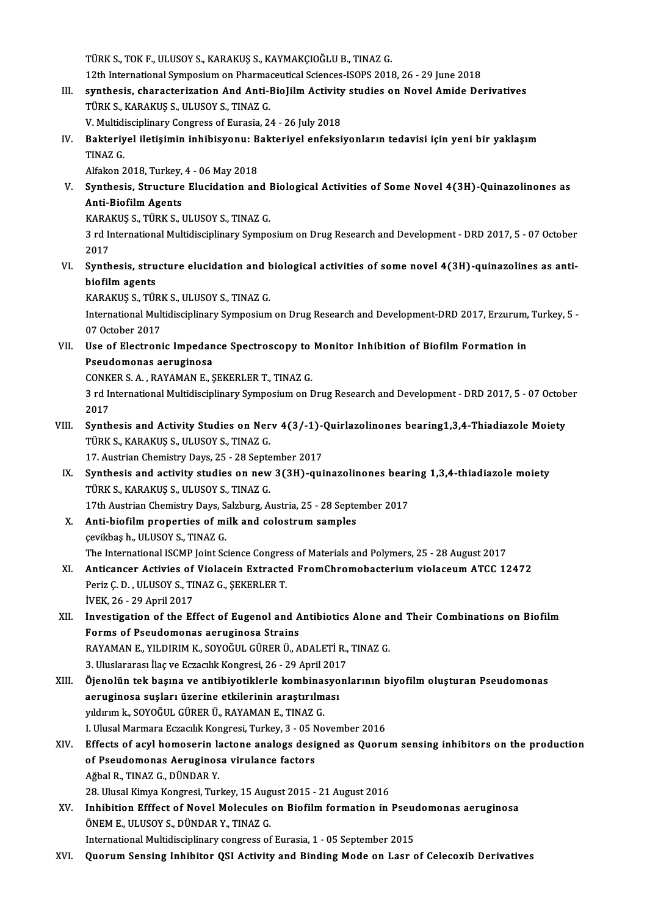TÜRK S., TOK F., ULUSOY S., KARAKUŞ S., KAYMAKÇIOĞLU B., TINAZ G.
12th International Symposium on Pharmaceutical Sciences-ISOPS 2018, 26 - 29 June 2018

III. **synthesis, characterization And Anti-BioJilm Activity studies on Novel Amide Derivatives**
TÜRK S., KARAKUŞ S., ULUSOY S., TINAZ G.
V. Multidisciplinary Congress of Eurasia, 24 - 26 July 2018

IV. **Bakteriyel iletişimin inhibisyonu: Bakteriyel enfeksiyonların tedavisi için yeni bir yaklaşım**
TINAZ G.
Alfakon 2018, Turkey, 4 - 06 May 2018

V. **Synthesis, Structure Elucidation and Biological Activities of Some Novel 4(3H)-Quinazolinones as Anti-Biofilm Agents**
KARAKUŞ S., TÜRK S., ULUSOY S., TINAZ G.
3 rd International Multidisciplinary Symposium on Drug Research and Development - DRD 2017, 5 - 07 October 2017

VI. **Synthesis, structure elucidation and biological activities of some novel 4(3H)-quinazolines as anti-biofilm agents**
KARAKUŞ S., TÜRK S., ULUSOY S., TINAZ G.
International Multidisciplinary Symposium on Drug Research and Development-DRD 2017, Erzurum, Turkey, 5 - 07 October 2017

VII. **Use of Electronic Impedance Spectroscopy to Monitor Inhibition of Biofilm Formation in Pseudomonas aeruginosa**
CONKER S. A. , RAYAMAN E., ŞEKERLER T., TINAZ G.
3 rd International Multidisciplinary Symposium on Drug Research and Development - DRD 2017, 5 - 07 October 2017

VIII. **Synthesis and Activity Studies on Nerv 4(3/-1)-Quirlazolinones bearing1,3,4-Thiadiazole Moiety**
TÜRK S., KARAKUŞ S., ULUSOY S., TINAZ G.
17. Austrian Chemistry Days, 25 - 28 September 2017

IX. **Synthesis and activity studies on new 3(3H)-quinazolinones bearing 1,3,4-thiadiazole moiety**
TÜRK S., KARAKUŞ S., ULUSOY S., TINAZ G.
17th Austrian Chemistry Days, Salzburg, Austria, 25 - 28 September 2017

X. **Anti-biofilm properties of milk and colostrum samples**
çevikbaş h., ULUSOY S., TINAZ G.
The International ISCMP Joint Science Congress of Materials and Polymers, 25 - 28 August 2017

XI. **Anticancer Activies of Violacein Extracted FromChromobacterium violaceum ATCC 12472**
Periz Ç. D. , ULUSOY S., TINAZ G., ŞEKERLER T.
İVEK, 26 - 29 April 2017

XII. **Investigation of the Effect of Eugenol and Antibiotics Alone and Their Combinations on Biofilm Forms of Pseudomonas aeruginosa Strains**
RAYAMAN E., YILDIRIM K., SOYOĞUL GÜRER Ü., ADALETİ R., TINAZ G.
3. Uluslararası İlaç ve Eczacılık Kongresi, 26 - 29 April 2017

XIII. **Öjenolün tek başına ve antibiyotiklerle kombinasyonlarının biyofilm oluşturan Pseudomonas aeruginosa suşları üzerine etkilerinin araştırılması**
yıldırım k., SOYOĞUL GÜRER Ü., RAYAMAN E., TINAZ G.
I. Ulusal Marmara Eczacılık Kongresi, Turkey, 3 - 05 November 2016

XIV. **Effects of acyl homoserin lactone analogs designed as Quorum sensing inhibitors on the production of Pseudomonas Aeruginosa virulance factors**
Ağbal R., TINAZ G., DÜNDAR Y.
28. Ulusal Kimya Kongresi, Turkey, 15 August 2015 - 21 August 2016

XV. **Inhibition Efffect of Novel Molecules on Biofilm formation in Pseudomonas aeruginosa**
ÖNEM E., ULUSOY S., DÜNDAR Y., TINAZ G.
International Multidisciplinary congress of Eurasia, 1 - 05 September 2015

XVI. **Quorum Sensing Inhibitor QSI Activity and Binding Mode on Lasr of Celecoxib Derivatives**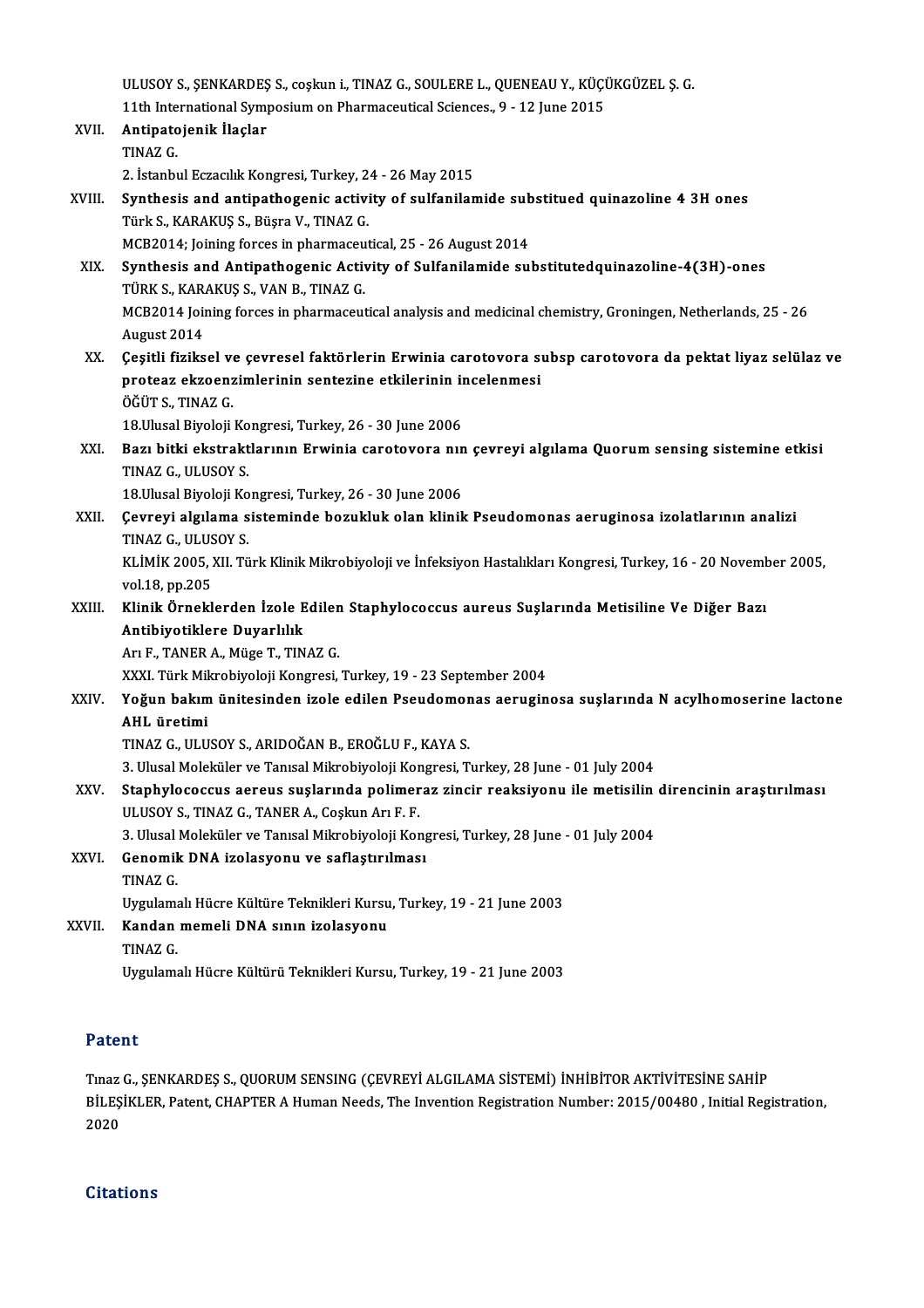ULUSOY S., ŞENKARDEŞ S., coşkun i., TINAZ G., SOULERE L., QUENEAU Y., KÜÇÜKGÜZEL Ş. G.
11th International Symposium on Pharmaceutical Sciences., 9 - 12 June 2015

XVII. **Antipatojenik İlaçlar**
TINAZ G.
2. İstanbul Eczacılık Kongresi, Turkey, 24 - 26 May 2015

XVIII. **Synthesis and antipathogenic activity of sulfanilamide substitued quinazoline 4 3H ones**
Türk S., KARAKUŞ S., Büşra V., TINAZ G.
MCB2014; Joining forces in pharmaceutical, 25 - 26 August 2014

XIX. **Synthesis and Antipathogenic Activity of Sulfanilamide substitutedquinazoline-4(3H)-ones**
TÜRK S., KARAKUŞ S., VAN B., TINAZ G.
MCB2014 Joining forces in pharmaceutical analysis and medicinal chemistry, Groningen, Netherlands, 25 - 26 August 2014

XX. **Çeşitli fiziksel ve çevresel faktörlerin Erwinia carotovora subsp carotovora da pektat liyaz selülaz ve proteaz ekzoenzimlerinin sentezine etkilerinin incelenmesi**
ÖĞÜT S., TINAZ G.
18.Ulusal Biyoloji Kongresi, Turkey, 26 - 30 June 2006

XXI. **Bazı bitki ekstraktlarının Erwinia carotovora nın çevreyi algılama Quorum sensing sistemine etkisi**
TINAZ G., ULUSOY S.
18.Ulusal Biyoloji Kongresi, Turkey, 26 - 30 June 2006

XXII. **Çevreyi algılama sisteminde bozukluk olan klinik Pseudomonas aeruginosa izolatlarının analizi**
TINAZ G., ULUSOY S.
KLİMİK 2005, XII. Türk Klinik Mikrobiyoloji ve İnfeksiyon Hastalıkları Kongresi, Turkey, 16 - 20 November 2005, vol.18, pp.205

XXIII. **Klinik Örneklerden İzole Edilen Staphylococcus aureus Suşlarında Metisiline Ve Diğer Bazı Antibiyotiklere Duyarlılık**
Arı F., TANER A., Müge T., TINAZ G.
XXXI. Türk Mikrobiyoloji Kongresi, Turkey, 19 - 23 September 2004

XXIV. **Yoğun bakım ünitesinden izole edilen Pseudomonas aeruginosa suşlarında N acylhomoserine lactone AHL üretimi**
TINAZ G., ULUSOY S., ARIDOĞAN B., EROĞLU F., KAYA S.
3. Ulusal Moleküler ve Tanısal Mikrobiyoloji Kongresi, Turkey, 28 June - 01 July 2004

XXV. **Staphylococcus aereus suşlarında polimeraz zincir reaksiyonu ile metisilin direncinin araştırılması**
ULUSOY S., TINAZ G., TANER A., Coşkun Arı F. F.
3. Ulusal Moleküler ve Tanısal Mikrobiyoloji Kongresi, Turkey, 28 June - 01 July 2004

XXVI. **Genomik DNA izolasyonu ve saflaştırılması**
TINAZ G.
Uygulamalı Hücre Kültüre Teknikleri Kursu, Turkey, 19 - 21 June 2003

XXVII. **Kandan memeli DNA sının izolasyonu**
TINAZ G.
Uygulamalı Hücre Kültürü Teknikleri Kursu, Turkey, 19 - 21 June 2003

## Patent

Tınaz G., ŞENKARDEŞ S., QUORUM SENSING (ÇEVREYİ ALGILAMA SİSTEMİ) İNHİBİTOR AKTİVİTESİNE SAHİP BİLEŞİKLER, Patent, CHAPTER A Human Needs, The Invention Registration Number: 2015/00480 , Initial Registration, 2020

## Citations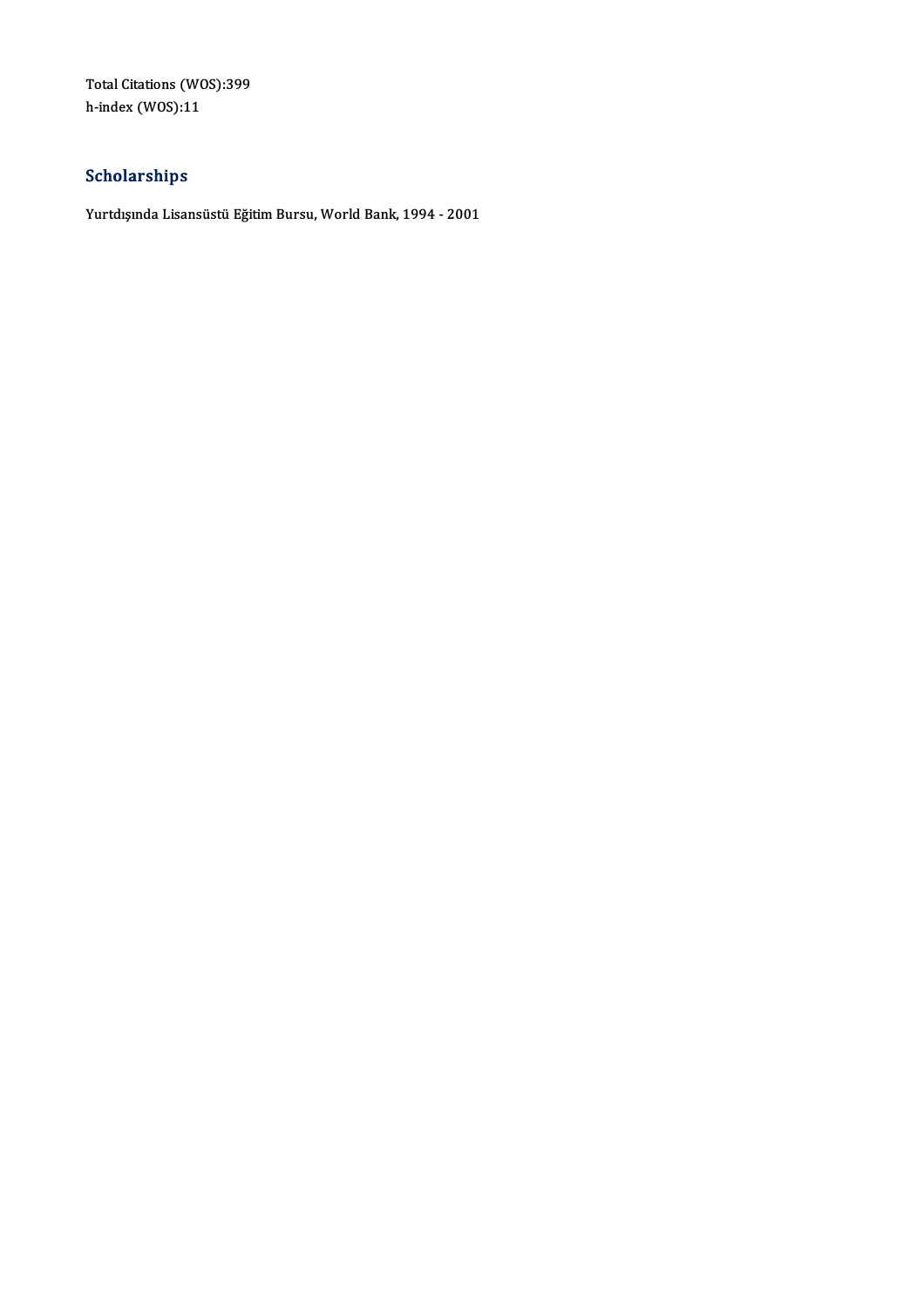Total Citations (WOS):399
h-index (WOS):11

## Scholarships

Yurtdışında Lisansüstü Eğitim Bursu, World Bank, 1994 - 2001